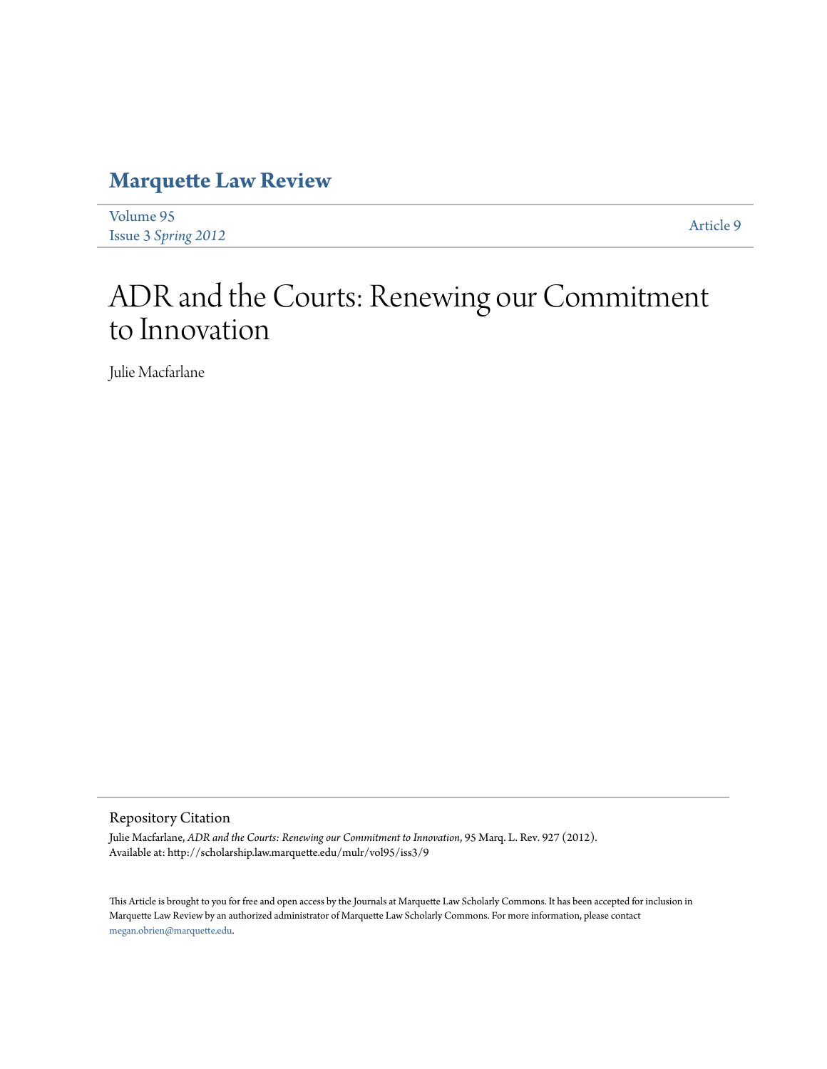# Marquette Law Review

Volume 95
Issue 3 *Spring 2012*

Article 9

# ADR and the Courts: Renewing our Commitment to Innovation

Julie Macfarlane

## Repository Citation

Julie Macfarlane, *ADR and the Courts: Renewing our Commitment to Innovation*, 95 Marq. L. Rev. 927 (2012).
Available at: http://scholarship.law.marquette.edu/mulr/vol95/iss3/9

This Article is brought to you for free and open access by the Journals at Marquette Law Scholarly Commons. It has been accepted for inclusion in Marquette Law Review by an authorized administrator of Marquette Law Scholarly Commons. For more information, please contact megan.obrien@marquette.edu.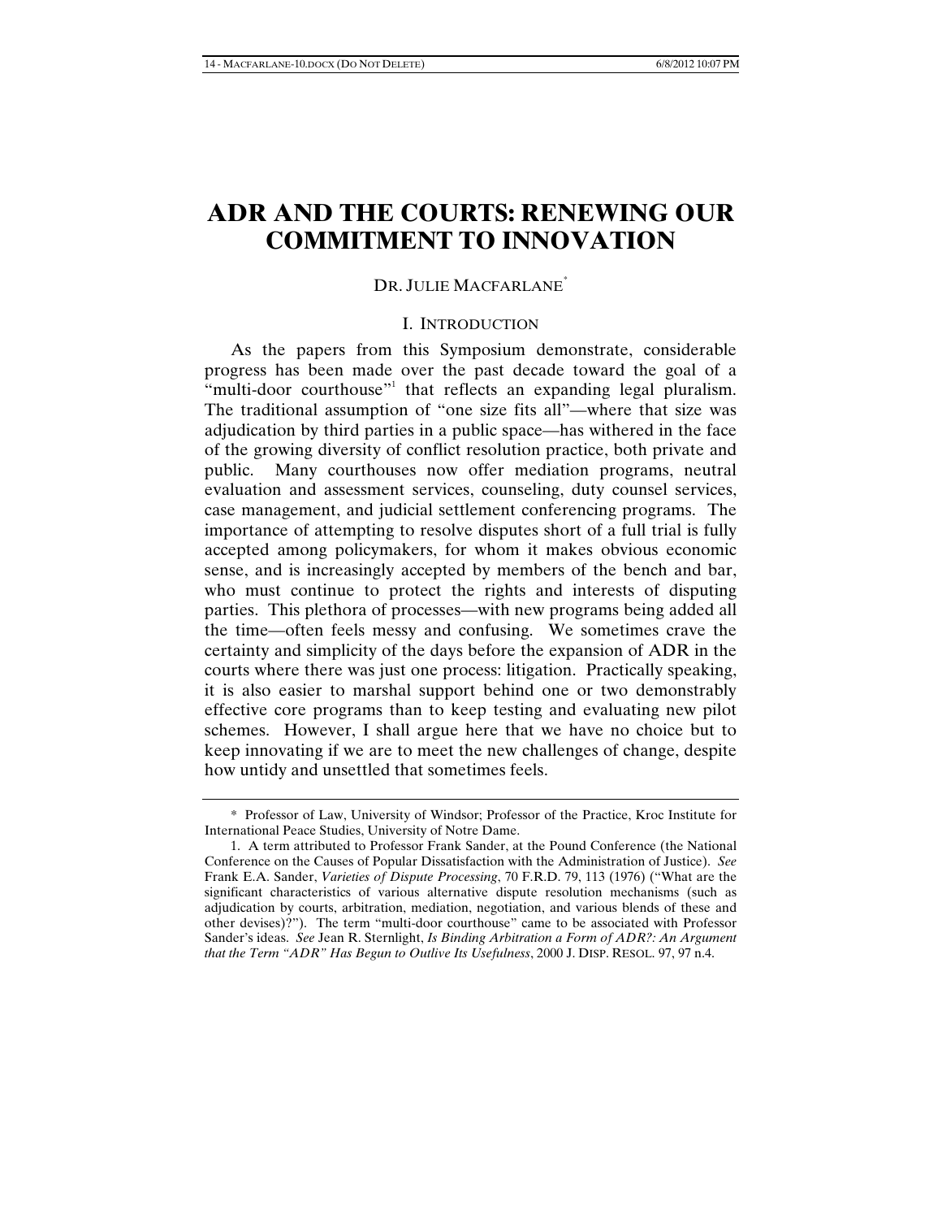# ADR AND THE COURTS: RENEWING OUR COMMITMENT TO INNOVATION

DR. JULIE MACFARLANE[*]

## I. INTRODUCTION

As the papers from this Symposium demonstrate, considerable progress has been made over the past decade toward the goal of a "multi-door courthouse"[1] that reflects an expanding legal pluralism. The traditional assumption of "one size fits all"—where that size was adjudication by third parties in a public space—has withered in the face of the growing diversity of conflict resolution practice, both private and public. Many courthouses now offer mediation programs, neutral evaluation and assessment services, counseling, duty counsel services, case management, and judicial settlement conferencing programs. The importance of attempting to resolve disputes short of a full trial is fully accepted among policymakers, for whom it makes obvious economic sense, and is increasingly accepted by members of the bench and bar, who must continue to protect the rights and interests of disputing parties. This plethora of processes—with new programs being added all the time—often feels messy and confusing. We sometimes crave the certainty and simplicity of the days before the expansion of ADR in the courts where there was just one process: litigation. Practically speaking, it is also easier to marshal support behind one or two demonstrably effective core programs than to keep testing and evaluating new pilot schemes. However, I shall argue here that we have no choice but to keep innovating if we are to meet the new challenges of change, despite how untidy and unsettled that sometimes feels.

---

[*] Professor of Law, University of Windsor; Professor of the Practice, Kroc Institute for International Peace Studies, University of Notre Dame.

[1] A term attributed to Professor Frank Sander, at the Pound Conference (the National Conference on the Causes of Popular Dissatisfaction with the Administration of Justice). *See* Frank E.A. Sander, *Varieties of Dispute Processing*, 70 F.R.D. 79, 113 (1976) ("What are the significant characteristics of various alternative dispute resolution mechanisms (such as adjudication by courts, arbitration, mediation, negotiation, and various blends of these and other devises)?"). The term "multi-door courthouse" came to be associated with Professor Sander's ideas. *See* Jean R. Sternlight, *Is Binding Arbitration a Form of ADR?: An Argument that the Term "ADR" Has Begun to Outlive Its Usefulness*, 2000 J. DISP. RESOL. 97, 97 n.4.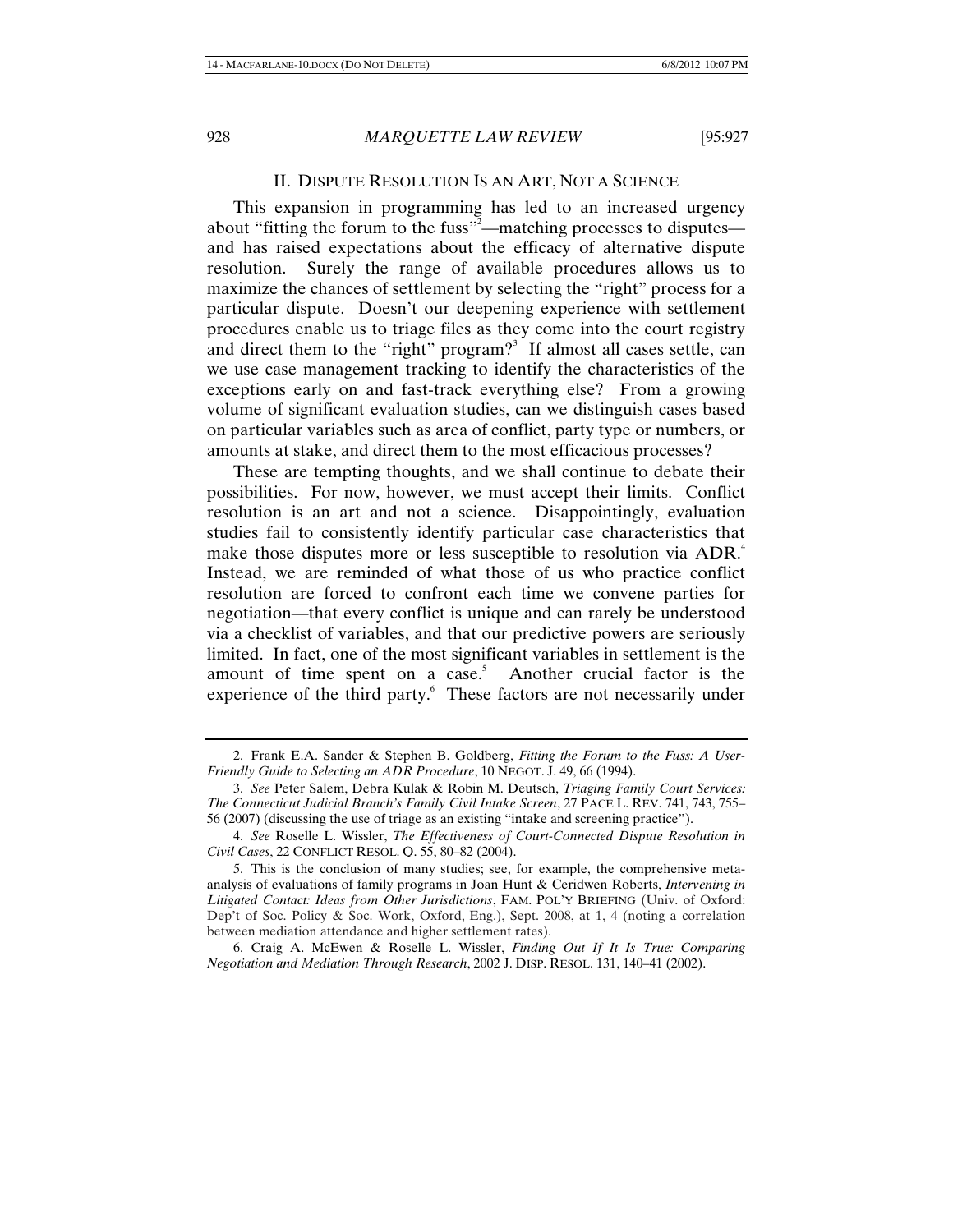## II. DISPUTE RESOLUTION IS AN ART, NOT A SCIENCE

This expansion in programming has led to an increased urgency about "fitting the forum to the fuss"[2]—matching processes to disputes—and has raised expectations about the efficacy of alternative dispute resolution. Surely the range of available procedures allows us to maximize the chances of settlement by selecting the "right" process for a particular dispute. Doesn't our deepening experience with settlement procedures enable us to triage files as they come into the court registry and direct them to the "right" program?[3] If almost all cases settle, can we use case management tracking to identify the characteristics of the exceptions early on and fast-track everything else? From a growing volume of significant evaluation studies, can we distinguish cases based on particular variables such as area of conflict, party type or numbers, or amounts at stake, and direct them to the most efficacious processes?

These are tempting thoughts, and we shall continue to debate their possibilities. For now, however, we must accept their limits. Conflict resolution is an art and not a science. Disappointingly, evaluation studies fail to consistently identify particular case characteristics that make those disputes more or less susceptible to resolution via ADR.[4] Instead, we are reminded of what those of us who practice conflict resolution are forced to confront each time we convene parties for negotiation—that every conflict is unique and can rarely be understood via a checklist of variables, and that our predictive powers are seriously limited. In fact, one of the most significant variables in settlement is the amount of time spent on a case.[5] Another crucial factor is the experience of the third party.[6] These factors are not necessarily under

---

2. Frank E.A. Sander & Stephen B. Goldberg, *Fitting the Forum to the Fuss: A User-Friendly Guide to Selecting an ADR Procedure*, 10 NEGOT. J. 49, 66 (1994).

3. *See* Peter Salem, Debra Kulak & Robin M. Deutsch, *Triaging Family Court Services: The Connecticut Judicial Branch's Family Civil Intake Screen*, 27 PACE L. REV. 741, 743, 755–56 (2007) (discussing the use of triage as an existing "intake and screening practice").

4. *See* Roselle L. Wissler, *The Effectiveness of Court-Connected Dispute Resolution in Civil Cases*, 22 CONFLICT RESOL. Q. 55, 80–82 (2004).

5. This is the conclusion of many studies; see, for example, the comprehensive meta-analysis of evaluations of family programs in Joan Hunt & Ceridwen Roberts, *Intervening in Litigated Contact: Ideas from Other Jurisdictions*, FAM. POL'Y BRIEFING (Univ. of Oxford: Dep't of Soc. Policy & Soc. Work, Oxford, Eng.), Sept. 2008, at 1, 4 (noting a correlation between mediation attendance and higher settlement rates).

6. Craig A. McEwen & Roselle L. Wissler, *Finding Out If It Is True: Comparing Negotiation and Mediation Through Research*, 2002 J. DISP. RESOL. 131, 140–41 (2002).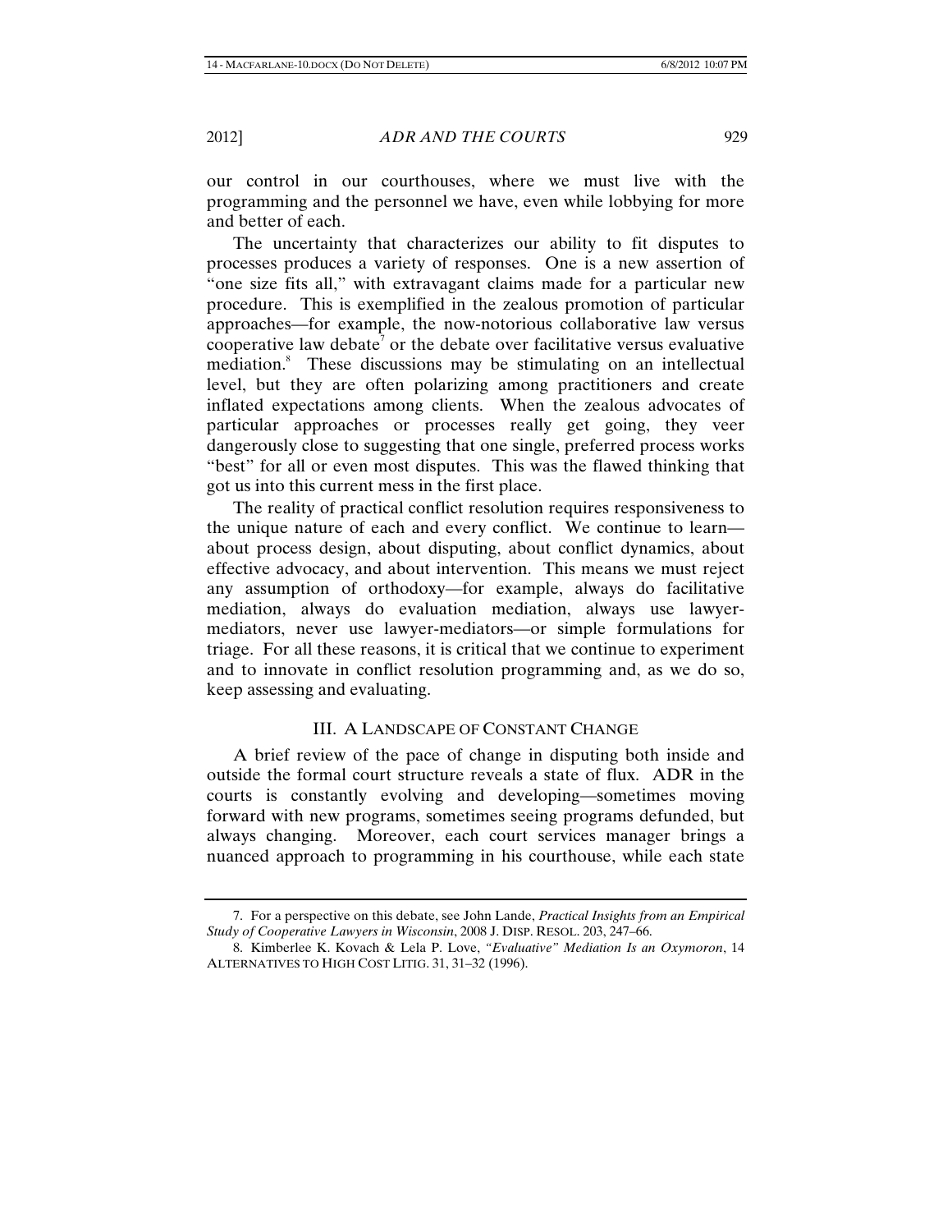our control in our courthouses, where we must live with the programming and the personnel we have, even while lobbying for more and better of each.

The uncertainty that characterizes our ability to fit disputes to processes produces a variety of responses. One is a new assertion of "one size fits all," with extravagant claims made for a particular new procedure. This is exemplified in the zealous promotion of particular approaches—for example, the now-notorious collaborative law versus cooperative law debate[7] or the debate over facilitative versus evaluative mediation.[8] These discussions may be stimulating on an intellectual level, but they are often polarizing among practitioners and create inflated expectations among clients. When the zealous advocates of particular approaches or processes really get going, they veer dangerously close to suggesting that one single, preferred process works "best" for all or even most disputes. This was the flawed thinking that got us into this current mess in the first place.

The reality of practical conflict resolution requires responsiveness to the unique nature of each and every conflict. We continue to learn—about process design, about disputing, about conflict dynamics, about effective advocacy, and about intervention. This means we must reject any assumption of orthodoxy—for example, always do facilitative mediation, always do evaluation mediation, always use lawyer-mediators, never use lawyer-mediators—or simple formulations for triage. For all these reasons, it is critical that we continue to experiment and to innovate in conflict resolution programming and, as we do so, keep assessing and evaluating.

## III. A Landscape of Constant Change

A brief review of the pace of change in disputing both inside and outside the formal court structure reveals a state of flux. ADR in the courts is constantly evolving and developing—sometimes moving forward with new programs, sometimes seeing programs defunded, but always changing. Moreover, each court services manager brings a nuanced approach to programming in his courthouse, while each state

---

7. For a perspective on this debate, see John Lande, *Practical Insights from an Empirical Study of Cooperative Lawyers in Wisconsin*, 2008 J. DISP. RESOL. 203, 247–66.

8. Kimberlee K. Kovach & Lela P. Love, *"Evaluative" Mediation Is an Oxymoron*, 14 ALTERNATIVES TO HIGH COST LITIG. 31, 31–32 (1996).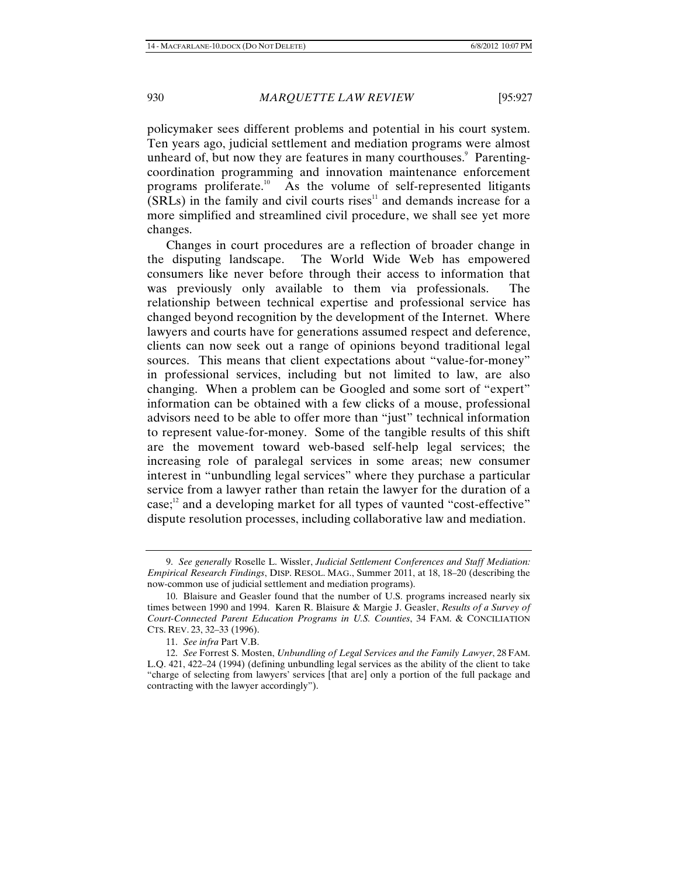policymaker sees different problems and potential in his court system. Ten years ago, judicial settlement and mediation programs were almost unheard of, but now they are features in many courthouses.[9] Parenting-coordination programming and innovation maintenance enforcement programs proliferate.[10] As the volume of self-represented litigants (SRLs) in the family and civil courts rises[11] and demands increase for a more simplified and streamlined civil procedure, we shall see yet more changes.

Changes in court procedures are a reflection of broader change in the disputing landscape. The World Wide Web has empowered consumers like never before through their access to information that was previously only available to them via professionals. The relationship between technical expertise and professional service has changed beyond recognition by the development of the Internet. Where lawyers and courts have for generations assumed respect and deference, clients can now seek out a range of opinions beyond traditional legal sources. This means that client expectations about "value-for-money" in professional services, including but not limited to law, are also changing. When a problem can be Googled and some sort of "expert" information can be obtained with a few clicks of a mouse, professional advisors need to be able to offer more than "just" technical information to represent value-for-money. Some of the tangible results of this shift are the movement toward web-based self-help legal services; the increasing role of paralegal services in some areas; new consumer interest in "unbundling legal services" where they purchase a particular service from a lawyer rather than retain the lawyer for the duration of a case;[12] and a developing market for all types of vaunted "cost-effective" dispute resolution processes, including collaborative law and mediation.

---

9. *See generally* Roselle L. Wissler, *Judicial Settlement Conferences and Staff Mediation: Empirical Research Findings*, DISP. RESOL. MAG., Summer 2011, at 18, 18–20 (describing the now-common use of judicial settlement and mediation programs).

10. Blaisure and Geasler found that the number of U.S. programs increased nearly six times between 1990 and 1994. Karen R. Blaisure & Margie J. Geasler, *Results of a Survey of Court-Connected Parent Education Programs in U.S. Counties*, 34 FAM. & CONCILIATION CTS. REV. 23, 32–33 (1996).

11. *See infra* Part V.B.

12. *See* Forrest S. Mosten, *Unbundling of Legal Services and the Family Lawyer*, 28 FAM. L.Q. 421, 422–24 (1994) (defining unbundling legal services as the ability of the client to take "charge of selecting from lawyers' services [that are] only a portion of the full package and contracting with the lawyer accordingly").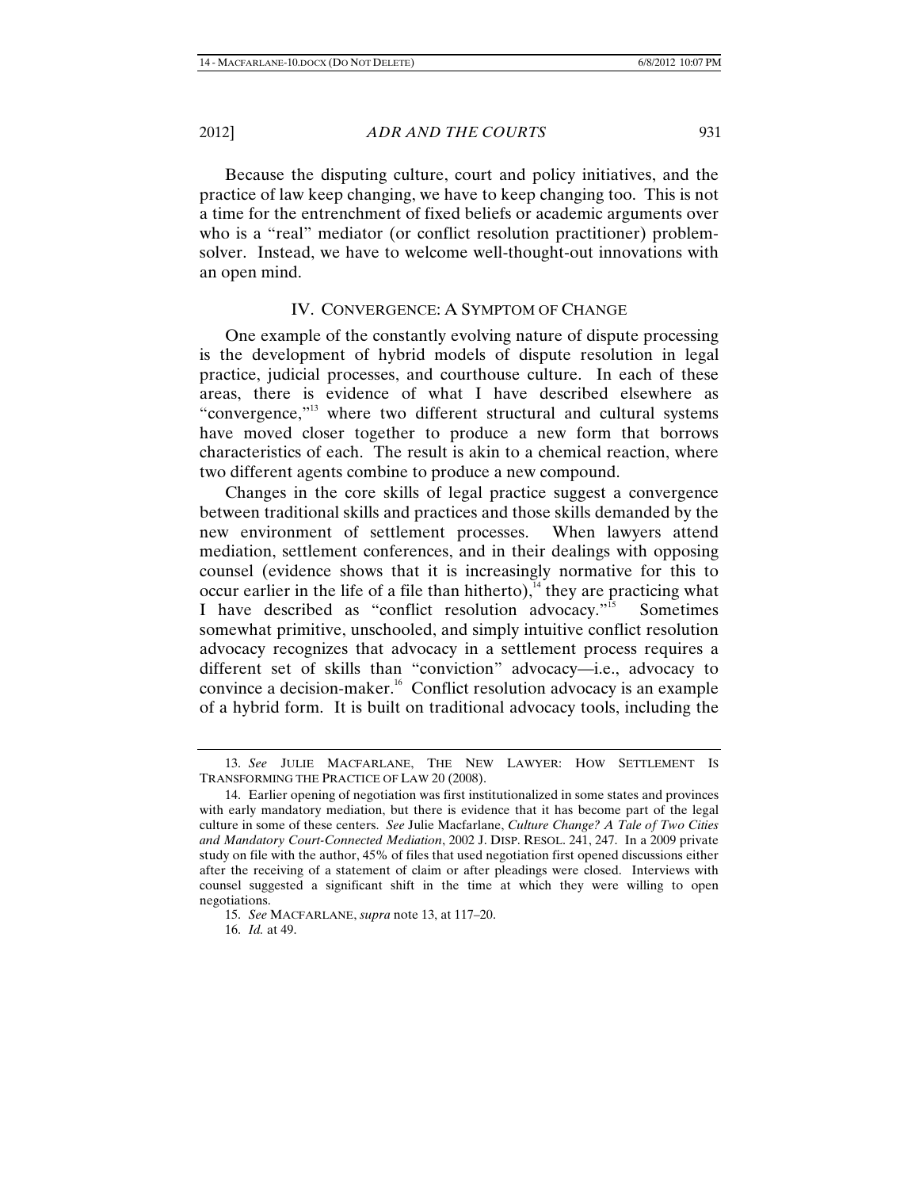Because the disputing culture, court and policy initiatives, and the practice of law keep changing, we have to keep changing too. This is not a time for the entrenchment of fixed beliefs or academic arguments over who is a "real" mediator (or conflict resolution practitioner) problem-solver. Instead, we have to welcome well-thought-out innovations with an open mind.

## IV. CONVERGENCE: A SYMPTOM OF CHANGE

One example of the constantly evolving nature of dispute processing is the development of hybrid models of dispute resolution in legal practice, judicial processes, and courthouse culture. In each of these areas, there is evidence of what I have described elsewhere as "convergence,"[13] where two different structural and cultural systems have moved closer together to produce a new form that borrows characteristics of each. The result is akin to a chemical reaction, where two different agents combine to produce a new compound.

Changes in the core skills of legal practice suggest a convergence between traditional skills and practices and those skills demanded by the new environment of settlement processes. When lawyers attend mediation, settlement conferences, and in their dealings with opposing counsel (evidence shows that it is increasingly normative for this to occur earlier in the life of a file than hitherto),[14] they are practicing what I have described as "conflict resolution advocacy."[15] Sometimes somewhat primitive, unschooled, and simply intuitive conflict resolution advocacy recognizes that advocacy in a settlement process requires a different set of skills than "conviction" advocacy—i.e., advocacy to convince a decision-maker.[16] Conflict resolution advocacy is an example of a hybrid form. It is built on traditional advocacy tools, including the

---

13. *See* JULIE MACFARLANE, THE NEW LAWYER: HOW SETTLEMENT IS TRANSFORMING THE PRACTICE OF LAW 20 (2008).

14. Earlier opening of negotiation was first institutionalized in some states and provinces with early mandatory mediation, but there is evidence that it has become part of the legal culture in some of these centers. *See* Julie Macfarlane, *Culture Change? A Tale of Two Cities and Mandatory Court-Connected Mediation*, 2002 J. DISP. RESOL. 241, 247. In a 2009 private study on file with the author, 45% of files that used negotiation first opened discussions either after the receiving of a statement of claim or after pleadings were closed. Interviews with counsel suggested a significant shift in the time at which they were willing to open negotiations.

15. *See* MACFARLANE, *supra* note 13, at 117–20.

16. *Id.* at 49.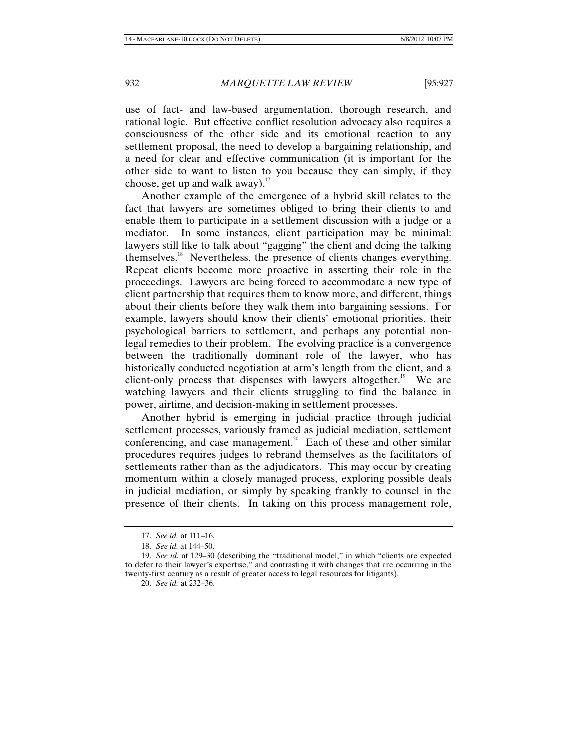use of fact- and law-based argumentation, thorough research, and rational logic. But effective conflict resolution advocacy also requires a consciousness of the other side and its emotional reaction to any settlement proposal, the need to develop a bargaining relationship, and a need for clear and effective communication (it is important for the other side to want to listen to you because they can simply, if they choose, get up and walk away).[17]

Another example of the emergence of a hybrid skill relates to the fact that lawyers are sometimes obliged to bring their clients to and enable them to participate in a settlement discussion with a judge or a mediator. In some instances, client participation may be minimal: lawyers still like to talk about "gagging" the client and doing the talking themselves.[18] Nevertheless, the presence of clients changes everything. Repeat clients become more proactive in asserting their role in the proceedings. Lawyers are being forced to accommodate a new type of client partnership that requires them to know more, and different, things about their clients before they walk them into bargaining sessions. For example, lawyers should know their clients' emotional priorities, their psychological barriers to settlement, and perhaps any potential non-legal remedies to their problem. The evolving practice is a convergence between the traditionally dominant role of the lawyer, who has historically conducted negotiation at arm's length from the client, and a client-only process that dispenses with lawyers altogether.[19] We are watching lawyers and their clients struggling to find the balance in power, airtime, and decision-making in settlement processes.

Another hybrid is emerging in judicial practice through judicial settlement processes, variously framed as judicial mediation, settlement conferencing, and case management.[20] Each of these and other similar procedures requires judges to rebrand themselves as the facilitators of settlements rather than as the adjudicators. This may occur by creating momentum within a closely managed process, exploring possible deals in judicial mediation, or simply by speaking frankly to counsel in the presence of their clients. In taking on this process management role,

---

17. *See id.* at 111–16.

18. *See id.* at 144–50.

19. *See id.* at 129–30 (describing the "traditional model," in which "clients are expected to defer to their lawyer's expertise," and contrasting it with changes that are occurring in the twenty-first century as a result of greater access to legal resources for litigants).

20. *See id.* at 232–36.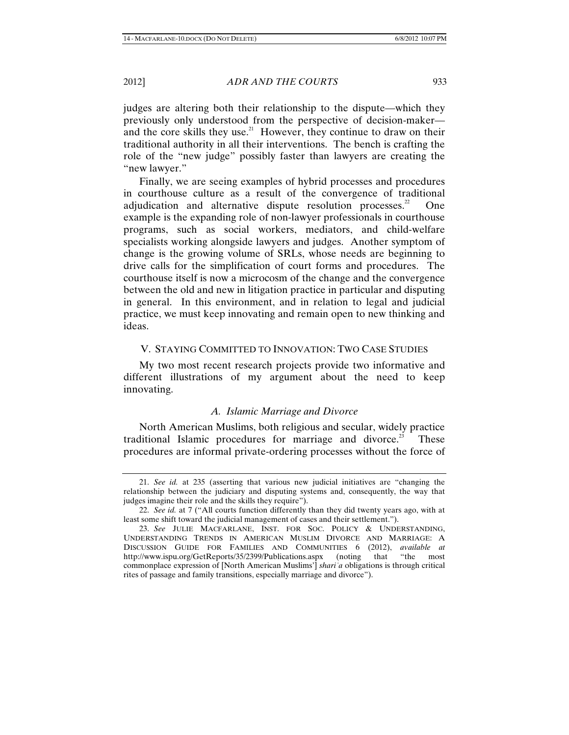judges are altering both their relationship to the dispute—which they previously only understood from the perspective of decision-maker—and the core skills they use.[21] However, they continue to draw on their traditional authority in all their interventions. The bench is crafting the role of the "new judge" possibly faster than lawyers are creating the "new lawyer."

Finally, we are seeing examples of hybrid processes and procedures in courthouse culture as a result of the convergence of traditional adjudication and alternative dispute resolution processes.[22] One example is the expanding role of non-lawyer professionals in courthouse programs, such as social workers, mediators, and child-welfare specialists working alongside lawyers and judges. Another symptom of change is the growing volume of SRLs, whose needs are beginning to drive calls for the simplification of court forms and procedures. The courthouse itself is now a microcosm of the change and the convergence between the old and new in litigation practice in particular and disputing in general. In this environment, and in relation to legal and judicial practice, we must keep innovating and remain open to new thinking and ideas.

## V. Staying Committed to Innovation: Two Case Studies

My two most recent research projects provide two informative and different illustrations of my argument about the need to keep innovating.

### *A. Islamic Marriage and Divorce*

North American Muslims, both religious and secular, widely practice traditional Islamic procedures for marriage and divorce.[23] These procedures are informal private-ordering processes without the force of

---

21. *See id.* at 235 (asserting that various new judicial initiatives are "changing the relationship between the judiciary and disputing systems and, consequently, the way that judges imagine their role and the skills they require").

22. *See id.* at 7 ("All courts function differently than they did twenty years ago, with at least some shift toward the judicial management of cases and their settlement.").

23. *See* Julie Macfarlane, Inst. for Soc. Policy & Understanding, Understanding Trends in American Muslim Divorce and Marriage: A Discussion Guide for Families and Communities 6 (2012), *available at* http://www.ispu.org/GetReports/35/2399/Publications.aspx (noting that "the most commonplace expression of [North American Muslims'] *shari`a* obligations is through critical rites of passage and family transitions, especially marriage and divorce").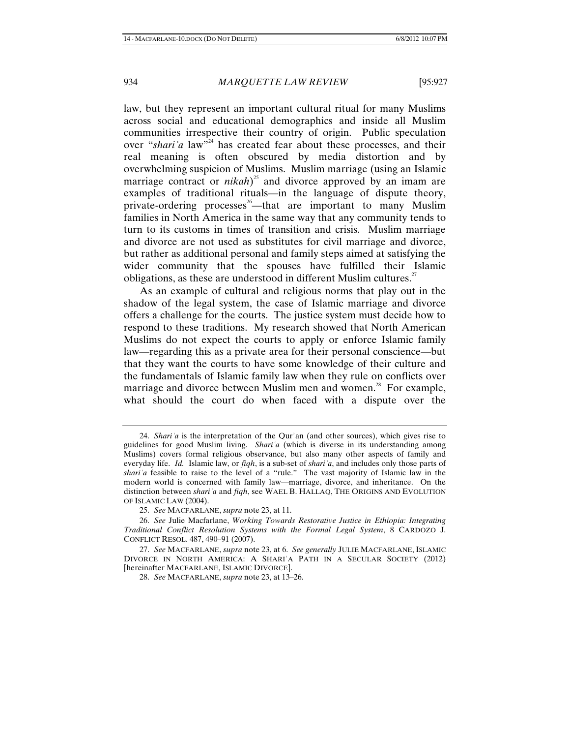law, but they represent an important cultural ritual for many Muslims across social and educational demographics and inside all Muslim communities irrespective their country of origin. Public speculation over "*shariʿa* law"[24] has created fear about these processes, and their real meaning is often obscured by media distortion and by overwhelming suspicion of Muslims. Muslim marriage (using an Islamic marriage contract or *nikah*)[25] and divorce approved by an imam are examples of traditional rituals—in the language of dispute theory, private-ordering processes[26]—that are important to many Muslim families in North America in the same way that any community tends to turn to its customs in times of transition and crisis. Muslim marriage and divorce are not used as substitutes for civil marriage and divorce, but rather as additional personal and family steps aimed at satisfying the wider community that the spouses have fulfilled their Islamic obligations, as these are understood in different Muslim cultures.[27]

As an example of cultural and religious norms that play out in the shadow of the legal system, the case of Islamic marriage and divorce offers a challenge for the courts. The justice system must decide how to respond to these traditions. My research showed that North American Muslims do not expect the courts to apply or enforce Islamic family law—regarding this as a private area for their personal conscience—but that they want the courts to have some knowledge of their culture and the fundamentals of Islamic family law when they rule on conflicts over marriage and divorce between Muslim men and women.[28] For example, what should the court do when faced with a dispute over the

---

24. *Shariʿa* is the interpretation of the Qurʾan (and other sources), which gives rise to guidelines for good Muslim living. *Shariʿa* (which is diverse in its understanding among Muslims) covers formal religious observance, but also many other aspects of family and everyday life. *Id.* Islamic law, or *fiqh*, is a sub-set of *shariʿa*, and includes only those parts of *shariʿa* feasible to raise to the level of a "rule." The vast majority of Islamic law in the modern world is concerned with family law—marriage, divorce, and inheritance. On the distinction between *shariʿa* and *fiqh*, see WAEL B. HALLAQ, THE ORIGINS AND EVOLUTION OF ISLAMIC LAW (2004).

25. *See* MACFARLANE, *supra* note 23, at 11.

26. *See* Julie Macfarlane, *Working Towards Restorative Justice in Ethiopia: Integrating Traditional Conflict Resolution Systems with the Formal Legal System*, 8 CARDOZO J. CONFLICT RESOL. 487, 490–91 (2007).

27. *See* MACFARLANE, *supra* note 23, at 6. *See generally* JULIE MACFARLANE, ISLAMIC DIVORCE IN NORTH AMERICA: A SHARIʿA PATH IN A SECULAR SOCIETY (2012) [hereinafter MACFARLANE, ISLAMIC DIVORCE].

28. *See* MACFARLANE, *supra* note 23, at 13–26.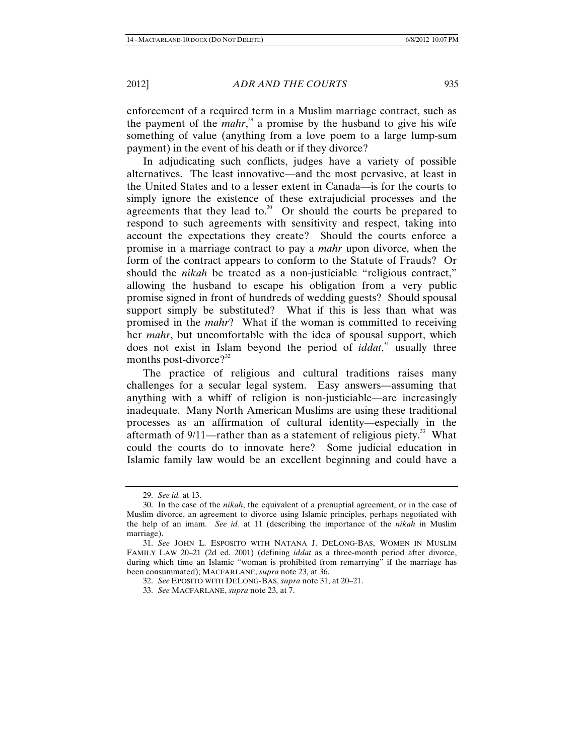enforcement of a required term in a Muslim marriage contract, such as the payment of the *mahr*,[29] a promise by the husband to give his wife something of value (anything from a love poem to a large lump-sum payment) in the event of his death or if they divorce?

In adjudicating such conflicts, judges have a variety of possible alternatives. The least innovative—and the most pervasive, at least in the United States and to a lesser extent in Canada—is for the courts to simply ignore the existence of these extrajudicial processes and the agreements that they lead to.[30] Or should the courts be prepared to respond to such agreements with sensitivity and respect, taking into account the expectations they create? Should the courts enforce a promise in a marriage contract to pay a *mahr* upon divorce, when the form of the contract appears to conform to the Statute of Frauds? Or should the *nikah* be treated as a non-justiciable "religious contract," allowing the husband to escape his obligation from a very public promise signed in front of hundreds of wedding guests? Should spousal support simply be substituted? What if this is less than what was promised in the *mahr*? What if the woman is committed to receiving her *mahr*, but uncomfortable with the idea of spousal support, which does not exist in Islam beyond the period of *iddat*,[31] usually three months post-divorce?[32]

The practice of religious and cultural traditions raises many challenges for a secular legal system. Easy answers—assuming that anything with a whiff of religion is non-justiciable—are increasingly inadequate. Many North American Muslims are using these traditional processes as an affirmation of cultural identity—especially in the aftermath of 9/11—rather than as a statement of religious piety.[33] What could the courts do to innovate here? Some judicial education in Islamic family law would be an excellent beginning and could have a

---

29. *See id.* at 13.

30. In the case of the *nikah*, the equivalent of a prenuptial agreement, or in the case of Muslim divorce, an agreement to divorce using Islamic principles, perhaps negotiated with the help of an imam. *See id.* at 11 (describing the importance of the *nikah* in Muslim marriage).

31. *See* JOHN L. ESPOSITO WITH NATANA J. DELONG-BAS, WOMEN IN MUSLIM FAMILY LAW 20–21 (2d ed. 2001) (defining *iddat* as a three-month period after divorce, during which time an Islamic "woman is prohibited from remarrying" if the marriage has been consummated); MACFARLANE, *supra* note 23, at 36.

32. *See* EPOSITO WITH DELONG-BAS, *supra* note 31, at 20–21.

33. *See* MACFARLANE, *supra* note 23, at 7.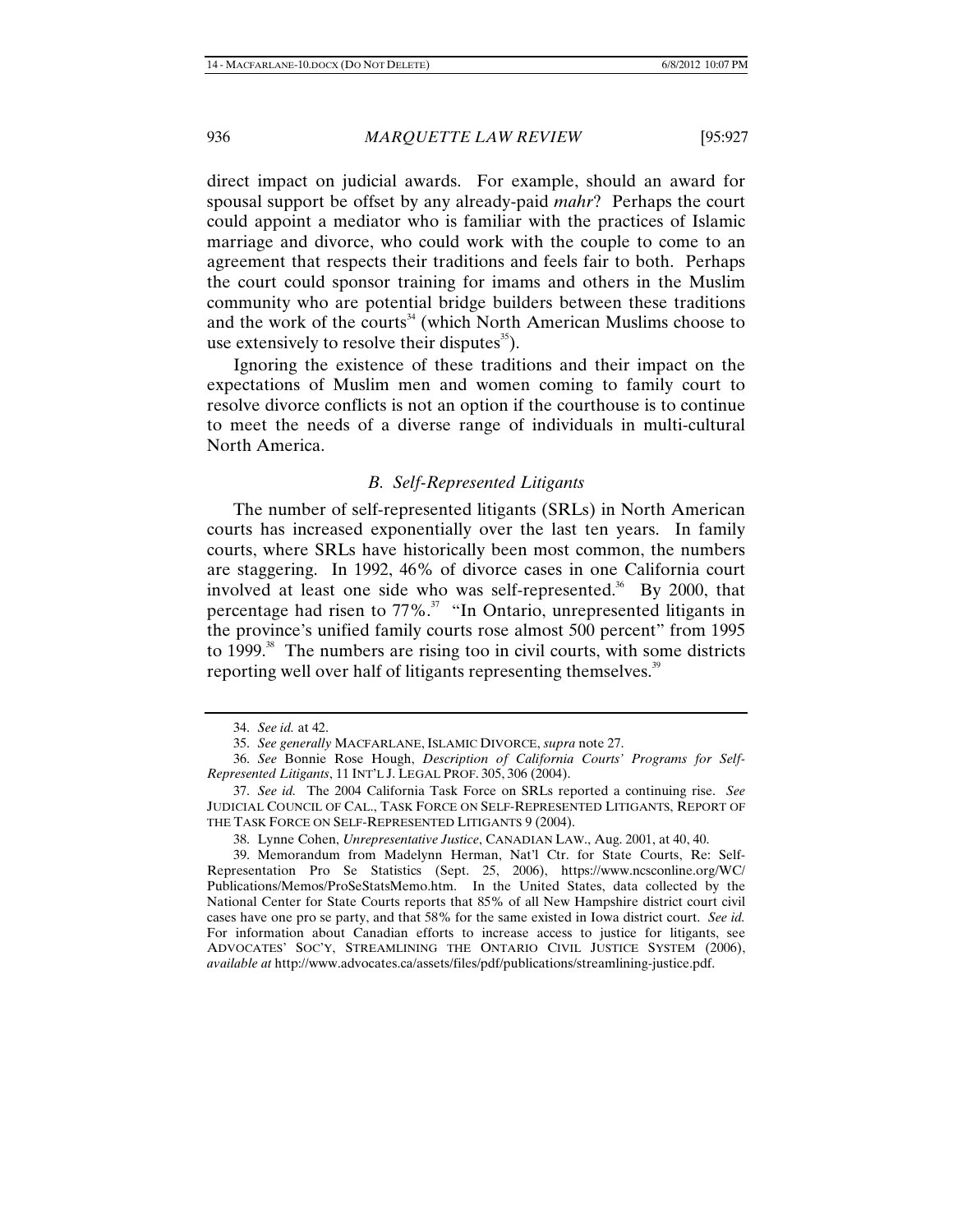direct impact on judicial awards. For example, should an award for spousal support be offset by any already-paid *mahr*? Perhaps the court could appoint a mediator who is familiar with the practices of Islamic marriage and divorce, who could work with the couple to come to an agreement that respects their traditions and feels fair to both. Perhaps the court could sponsor training for imams and others in the Muslim community who are potential bridge builders between these traditions and the work of the courts[34] (which North American Muslims choose to use extensively to resolve their disputes[35]).

Ignoring the existence of these traditions and their impact on the expectations of Muslim men and women coming to family court to resolve divorce conflicts is not an option if the courthouse is to continue to meet the needs of a diverse range of individuals in multi-cultural North America.

### *B. Self-Represented Litigants*

The number of self-represented litigants (SRLs) in North American courts has increased exponentially over the last ten years. In family courts, where SRLs have historically been most common, the numbers are staggering. In 1992, 46% of divorce cases in one California court involved at least one side who was self-represented.[36] By 2000, that percentage had risen to 77%.[37] "In Ontario, unrepresented litigants in the province's unified family courts rose almost 500 percent" from 1995 to 1999.[38] The numbers are rising too in civil courts, with some districts reporting well over half of litigants representing themselves.[39]

---

34. *See id.* at 42.

35. *See generally* MACFARLANE, ISLAMIC DIVORCE, *supra* note 27.

36. *See* Bonnie Rose Hough, *Description of California Courts' Programs for Self-Represented Litigants*, 11 INT'L J. LEGAL PROF. 305, 306 (2004).

37. *See id.* The 2004 California Task Force on SRLs reported a continuing rise. *See* JUDICIAL COUNCIL OF CAL., TASK FORCE ON SELF-REPRESENTED LITIGANTS, REPORT OF THE TASK FORCE ON SELF-REPRESENTED LITIGANTS 9 (2004).

38. Lynne Cohen, *Unrepresentative Justice*, CANADIAN LAW., Aug. 2001, at 40, 40.

39. Memorandum from Madelynn Herman, Nat'l Ctr. for State Courts, Re: Self-Representation Pro Se Statistics (Sept. 25, 2006), https://www.ncsconline.org/WC/Publications/Memos/ProSeStatsMemo.htm. In the United States, data collected by the National Center for State Courts reports that 85% of all New Hampshire district court civil cases have one pro se party, and that 58% for the same existed in Iowa district court. *See id.* For information about Canadian efforts to increase access to justice for litigants, see ADVOCATES' SOC'Y, STREAMLINING THE ONTARIO CIVIL JUSTICE SYSTEM (2006), *available at* http://www.advocates.ca/assets/files/pdf/publications/streamlining-justice.pdf.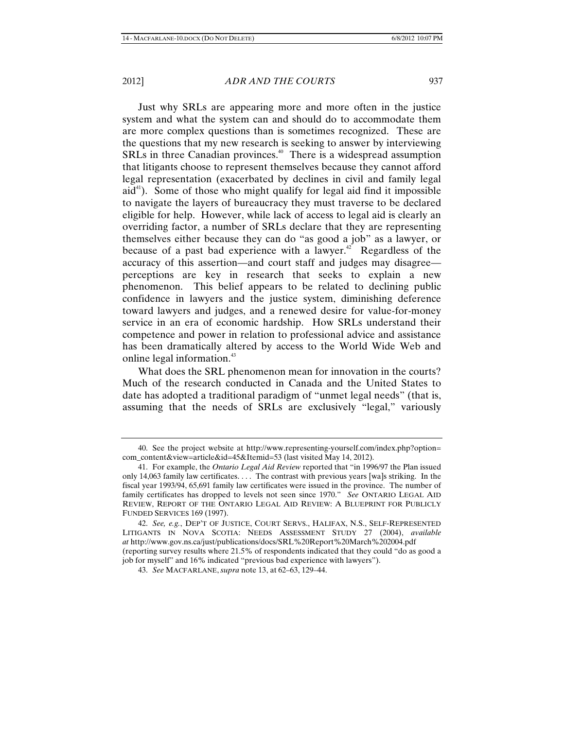Just why SRLs are appearing more and more often in the justice system and what the system can and should do to accommodate them are more complex questions than is sometimes recognized. These are the questions that my new research is seeking to answer by interviewing SRLs in three Canadian provinces.[40] There is a widespread assumption that litigants choose to represent themselves because they cannot afford legal representation (exacerbated by declines in civil and family legal aid[41]). Some of those who might qualify for legal aid find it impossible to navigate the layers of bureaucracy they must traverse to be declared eligible for help. However, while lack of access to legal aid is clearly an overriding factor, a number of SRLs declare that they are representing themselves either because they can do "as good a job" as a lawyer, or because of a past bad experience with a lawyer.[42] Regardless of the accuracy of this assertion—and court staff and judges may disagree—perceptions are key in research that seeks to explain a new phenomenon. This belief appears to be related to declining public confidence in lawyers and the justice system, diminishing deference toward lawyers and judges, and a renewed desire for value-for-money service in an era of economic hardship. How SRLs understand their competence and power in relation to professional advice and assistance has been dramatically altered by access to the World Wide Web and online legal information.[43]

What does the SRL phenomenon mean for innovation in the courts? Much of the research conducted in Canada and the United States to date has adopted a traditional paradigm of "unmet legal needs" (that is, assuming that the needs of SRLs are exclusively "legal," variously

---

40. See the project website at http://www.representing-yourself.com/index.php?option=com_content&view=article&id=45&Itemid=53 (last visited May 14, 2012).

41. For example, the *Ontario Legal Aid Review* reported that "in 1996/97 the Plan issued only 14,063 family law certificates. . . . The contrast with previous years [wa]s striking. In the fiscal year 1993/94, 65,691 family law certificates were issued in the province. The number of family certificates has dropped to levels not seen since 1970." *See* ONTARIO LEGAL AID REVIEW, REPORT OF THE ONTARIO LEGAL AID REVIEW: A BLUEPRINT FOR PUBLICLY FUNDED SERVICES 169 (1997).

42. *See, e.g.*, DEP'T OF JUSTICE, COURT SERVS., HALIFAX, N.S., SELF-REPRESENTED LITIGANTS IN NOVA SCOTIA: NEEDS ASSESSMENT STUDY 27 (2004), *available at* http://www.gov.ns.ca/just/publications/docs/SRL%20Report%20March%202004.pdf (reporting survey results where 21.5% of respondents indicated that they could "do as good a job for myself" and 16% indicated "previous bad experience with lawyers").

43. *See* MACFARLANE, *supra* note 13, at 62–63, 129–44.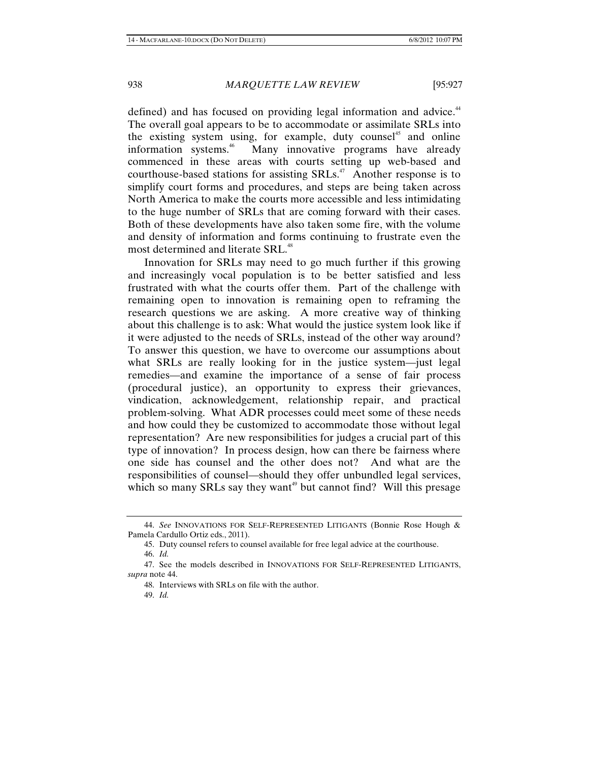defined) and has focused on providing legal information and advice.[44] The overall goal appears to be to accommodate or assimilate SRLs into the existing system using, for example, duty counsel[45] and online information systems.[46] Many innovative programs have already commenced in these areas with courts setting up web-based and courthouse-based stations for assisting SRLs.[47] Another response is to simplify court forms and procedures, and steps are being taken across North America to make the courts more accessible and less intimidating to the huge number of SRLs that are coming forward with their cases. Both of these developments have also taken some fire, with the volume and density of information and forms continuing to frustrate even the most determined and literate SRL.[48]

Innovation for SRLs may need to go much further if this growing and increasingly vocal population is to be better satisfied and less frustrated with what the courts offer them. Part of the challenge with remaining open to innovation is remaining open to reframing the research questions we are asking. A more creative way of thinking about this challenge is to ask: What would the justice system look like if it were adjusted to the needs of SRLs, instead of the other way around? To answer this question, we have to overcome our assumptions about what SRLs are really looking for in the justice system—just legal remedies—and examine the importance of a sense of fair process (procedural justice), an opportunity to express their grievances, vindication, acknowledgement, relationship repair, and practical problem-solving. What ADR processes could meet some of these needs and how could they be customized to accommodate those without legal representation? Are new responsibilities for judges a crucial part of this type of innovation? In process design, how can there be fairness where one side has counsel and the other does not? And what are the responsibilities of counsel—should they offer unbundled legal services, which so many SRLs say they want[49] but cannot find? Will this presage

---

44. *See* INNOVATIONS FOR SELF-REPRESENTED LITIGANTS (Bonnie Rose Hough & Pamela Cardullo Ortiz eds., 2011).

45. Duty counsel refers to counsel available for free legal advice at the courthouse.

46. *Id.*

47. See the models described in INNOVATIONS FOR SELF-REPRESENTED LITIGANTS, *supra* note 44.

48. Interviews with SRLs on file with the author.

49. *Id.*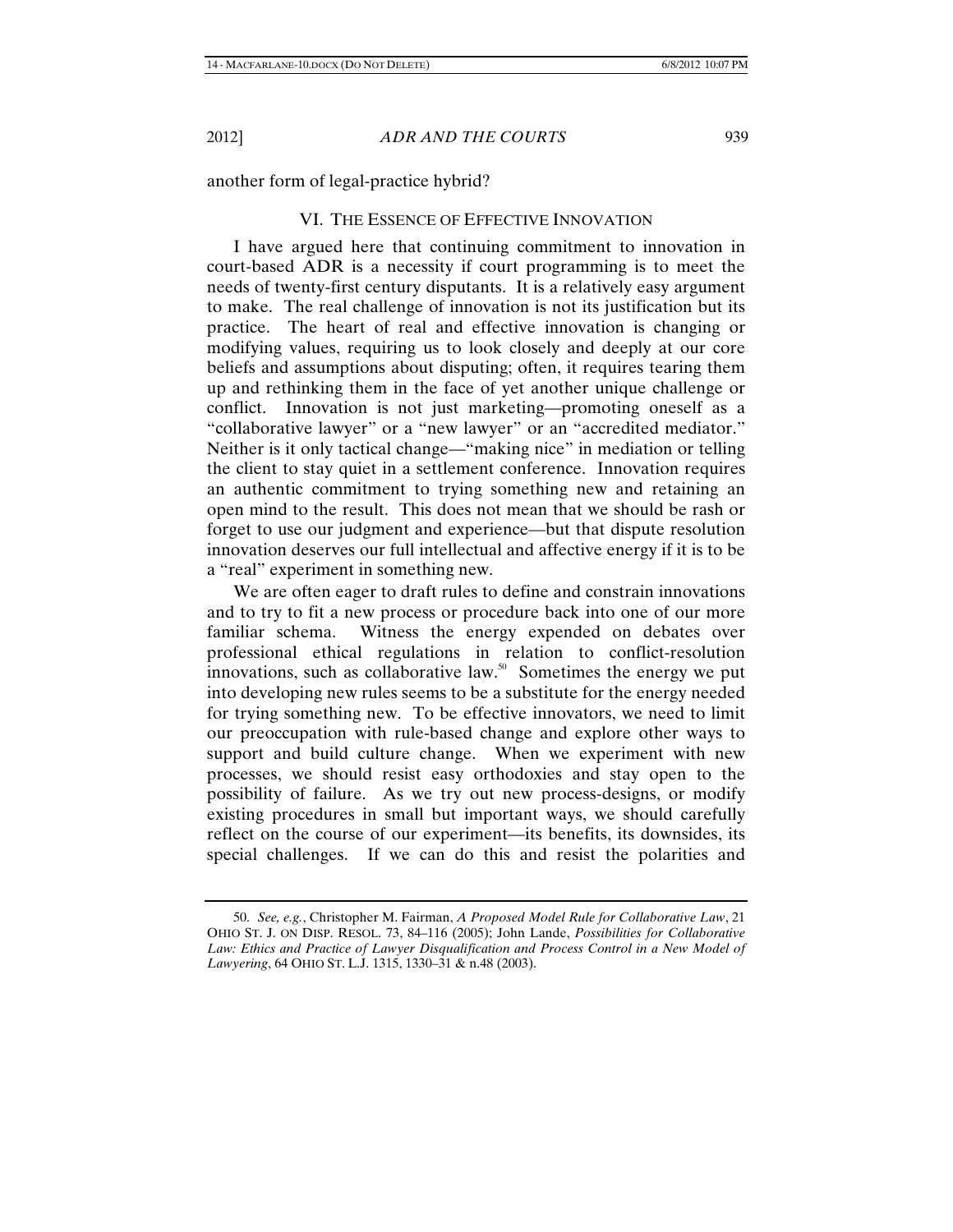another form of legal-practice hybrid?

## VI. THE ESSENCE OF EFFECTIVE INNOVATION

I have argued here that continuing commitment to innovation in court-based ADR is a necessity if court programming is to meet the needs of twenty-first century disputants. It is a relatively easy argument to make. The real challenge of innovation is not its justification but its practice. The heart of real and effective innovation is changing or modifying values, requiring us to look closely and deeply at our core beliefs and assumptions about disputing; often, it requires tearing them up and rethinking them in the face of yet another unique challenge or conflict. Innovation is not just marketing—promoting oneself as a "collaborative lawyer" or a "new lawyer" or an "accredited mediator." Neither is it only tactical change—"making nice" in mediation or telling the client to stay quiet in a settlement conference. Innovation requires an authentic commitment to trying something new and retaining an open mind to the result. This does not mean that we should be rash or forget to use our judgment and experience—but that dispute resolution innovation deserves our full intellectual and affective energy if it is to be a "real" experiment in something new.

We are often eager to draft rules to define and constrain innovations and to try to fit a new process or procedure back into one of our more familiar schema. Witness the energy expended on debates over professional ethical regulations in relation to conflict-resolution innovations, such as collaborative law.[50] Sometimes the energy we put into developing new rules seems to be a substitute for the energy needed for trying something new. To be effective innovators, we need to limit our preoccupation with rule-based change and explore other ways to support and build culture change. When we experiment with new processes, we should resist easy orthodoxies and stay open to the possibility of failure. As we try out new process-designs, or modify existing procedures in small but important ways, we should carefully reflect on the course of our experiment—its benefits, its downsides, its special challenges. If we can do this and resist the polarities and

---

50. *See, e.g.*, Christopher M. Fairman, *A Proposed Model Rule for Collaborative Law*, 21 OHIO ST. J. ON DISP. RESOL. 73, 84–116 (2005); John Lande, *Possibilities for Collaborative Law: Ethics and Practice of Lawyer Disqualification and Process Control in a New Model of Lawyering*, 64 OHIO ST. L.J. 1315, 1330–31 & n.48 (2003).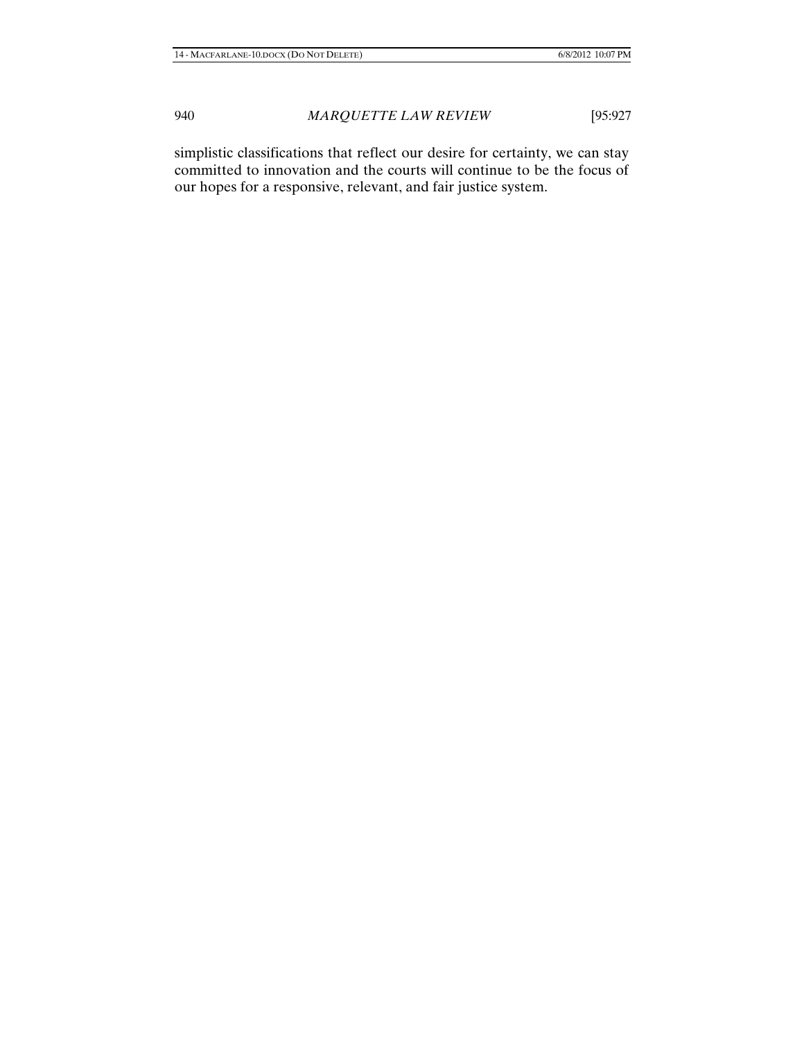simplistic classifications that reflect our desire for certainty, we can stay committed to innovation and the courts will continue to be the focus of our hopes for a responsive, relevant, and fair justice system.